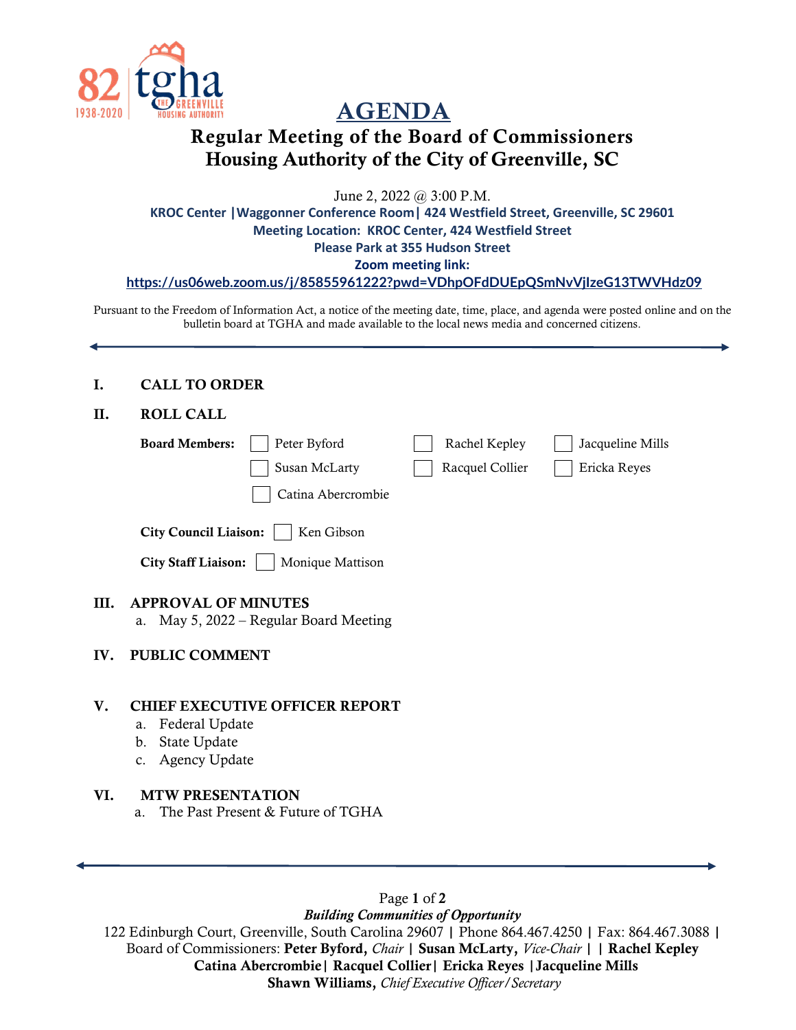82 | tgha
1938-2020 | THE GREENVILLE HOUSING AUTHORITY

# AGENDA

## Regular Meeting of the Board of Commissioners
## Housing Authority of the City of Greenville, SC

June 2, 2022 @ 3:00 P.M.

**KROC Center |Waggonner Conference Room| 424 Westfield Street, Greenville, SC 29601**
**Meeting Location: KROC Center, 424 Westfield Street**
**Please Park at 355 Hudson Street**
**Zoom meeting link:**
**https://us06web.zoom.us/j/85855961222?pwd=VDhpOFdDUEpQSmNvVjIzeG13TWVHdz09**

Pursuant to the Freedom of Information Act, a notice of the meeting date, time, place, and agenda were posted online and on the bulletin board at TGHA and made available to the local news media and concerned citizens.

---

**I. CALL TO ORDER**

**II. ROLL CALL**

**Board Members:**
- ☐ Peter Byford
- ☐ Rachel Kepley
- ☐ Jacqueline Mills
- ☐ Susan McLarty
- ☐ Racquel Collier
- ☐ Ericka Reyes
- ☐ Catina Abercrombie

**City Council Liaison:** ☐ Ken Gibson

**City Staff Liaison:** ☐ Monique Mattison

**III. APPROVAL OF MINUTES**

a. May 5, 2022 – Regular Board Meeting

**IV. PUBLIC COMMENT**

**V. CHIEF EXECUTIVE OFFICER REPORT**

a. Federal Update
b. State Update
c. Agency Update

**VI. MTW PRESENTATION**

a. The Past Present & Future of TGHA

---

*Building Communities of Opportunity*
122 Edinburgh Court, Greenville, South Carolina 29607 | Phone 864.467.4250 | Fax: 864.467.3088 |
Board of Commissioners: **Peter Byford,** *Chair* | **Susan McLarty,** *Vice-Chair* | | **Rachel Kepley**
**Catina Abercrombie| Racquel Collier| Ericka Reyes |Jacqueline Mills**
**Shawn Williams,** *Chief Executive Officer/Secretary*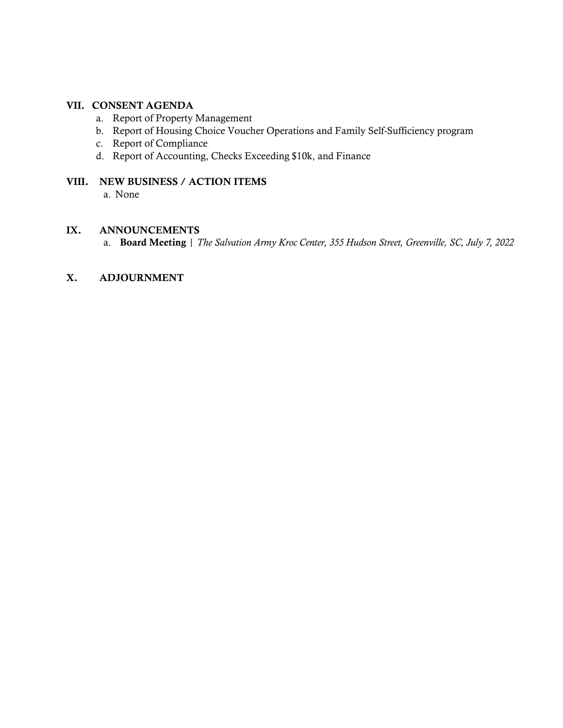## VII. CONSENT AGENDA

a. Report of Property Management
b. Report of Housing Choice Voucher Operations and Family Self-Sufficiency program
c. Report of Compliance
d. Report of Accounting, Checks Exceeding $10k, and Finance

## VIII. NEW BUSINESS / ACTION ITEMS

a. None

## IX. ANNOUNCEMENTS

a. **Board Meeting** | *The Salvation Army Kroc Center, 355 Hudson Street, Greenville, SC, July 7, 2022*

## X. ADJOURNMENT